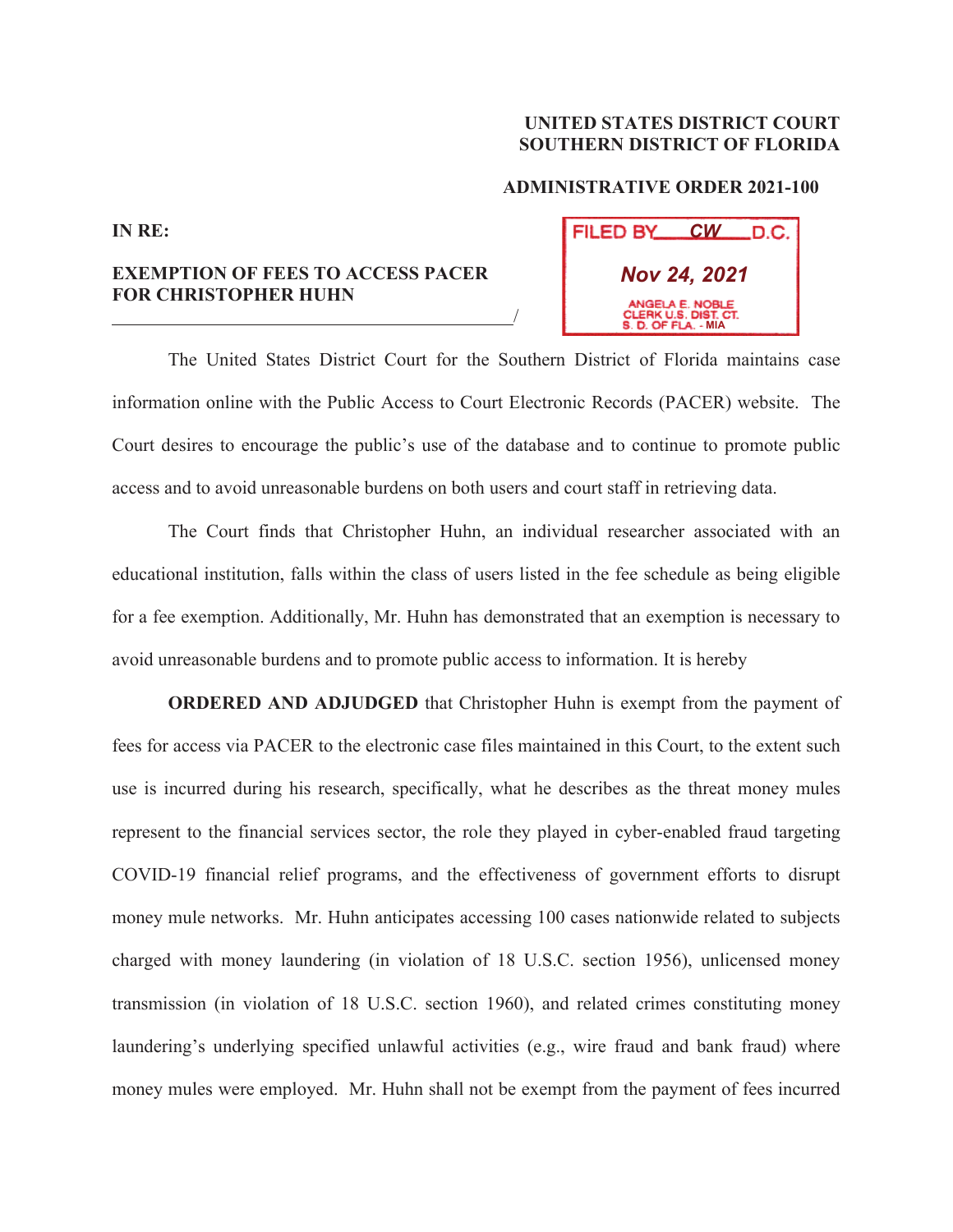**UNITED STATES DISTRICT COURT**
**SOUTHERN DISTRICT OF FLORIDA**

**ADMINISTRATIVE ORDER 2021-100**

FILED BY CW D.C.
Nov 24, 2021
ANGELA E. NOBLE
CLERK U.S. DIST. CT.
S. D. OF FLA. - MIA

**IN RE:**

**EXEMPTION OF FEES TO ACCESS PACER FOR CHRISTOPHER HUHN**
\_\_\_\_\_\_\_\_\_\_\_\_\_\_\_\_\_\_\_\_\_\_\_\_\_\_\_\_\_\_\_\_\_\_\_\_\_\_\_\_\_\_\_\_/

The United States District Court for the Southern District of Florida maintains case information online with the Public Access to Court Electronic Records (PACER) website. The Court desires to encourage the public's use of the database and to continue to promote public access and to avoid unreasonable burdens on both users and court staff in retrieving data.

The Court finds that Christopher Huhn, an individual researcher associated with an educational institution, falls within the class of users listed in the fee schedule as being eligible for a fee exemption. Additionally, Mr. Huhn has demonstrated that an exemption is necessary to avoid unreasonable burdens and to promote public access to information. It is hereby

**ORDERED AND ADJUDGED** that Christopher Huhn is exempt from the payment of fees for access via PACER to the electronic case files maintained in this Court, to the extent such use is incurred during his research, specifically, what he describes as the threat money mules represent to the financial services sector, the role they played in cyber-enabled fraud targeting COVID-19 financial relief programs, and the effectiveness of government efforts to disrupt money mule networks. Mr. Huhn anticipates accessing 100 cases nationwide related to subjects charged with money laundering (in violation of 18 U.S.C. section 1956), unlicensed money transmission (in violation of 18 U.S.C. section 1960), and related crimes constituting money laundering's underlying specified unlawful activities (e.g., wire fraud and bank fraud) where money mules were employed. Mr. Huhn shall not be exempt from the payment of fees incurred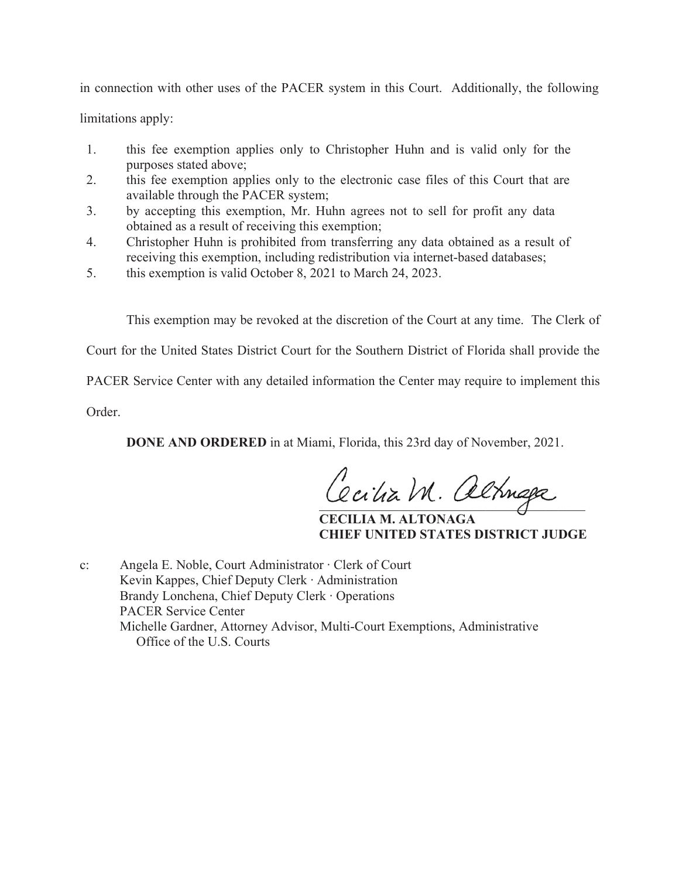in connection with other uses of the PACER system in this Court. Additionally, the following limitations apply:

1. this fee exemption applies only to Christopher Huhn and is valid only for the purposes stated above;
2. this fee exemption applies only to the electronic case files of this Court that are available through the PACER system;
3. by accepting this exemption, Mr. Huhn agrees not to sell for profit any data obtained as a result of receiving this exemption;
4. Christopher Huhn is prohibited from transferring any data obtained as a result of receiving this exemption, including redistribution via internet-based databases;
5. this exemption is valid October 8, 2021 to March 24, 2023.

This exemption may be revoked at the discretion of the Court at any time. The Clerk of Court for the United States District Court for the Southern District of Florida shall provide the PACER Service Center with any detailed information the Center may require to implement this Order.

**DONE AND ORDERED** in at Miami, Florida, this 23rd day of November, 2021.

**CECILIA M. ALTONAGA**
**CHIEF UNITED STATES DISTRICT JUDGE**

c: Angela E. Noble, Court Administrator · Clerk of Court
Kevin Kappes, Chief Deputy Clerk · Administration
Brandy Lonchena, Chief Deputy Clerk · Operations
PACER Service Center
Michelle Gardner, Attorney Advisor, Multi-Court Exemptions, Administrative Office of the U.S. Courts